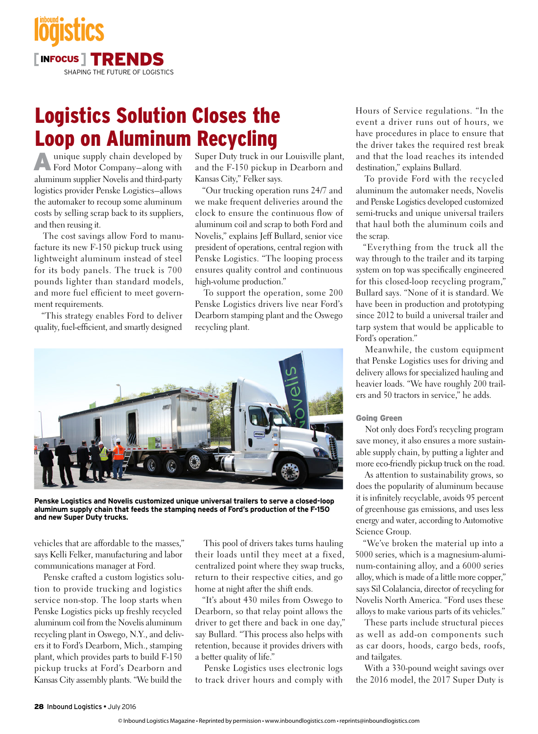# Logistics Solution Closes the Loop on Aluminum Recycling

A unique supply chain developed by Ford Motor Company—along with aluminum supplier Novelis and third-party logistics provider Penske Logistics—allows the automaker to recoup some aluminum costs by selling scrap back to its suppliers, and then reusing it.

The cost savings allow Ford to manufacture its new F-150 pickup truck using lightweight aluminum instead of steel for its body panels. The truck is 700 pounds lighter than standard models, and more fuel efficient to meet government requirements.

"This strategy enables Ford to deliver quality, fuel-efficient, and smartly designed vehicles that are affordable to the masses," says Kelli Felker, manufacturing and labor communications manager at Ford.

Penske crafted a custom logistics solution to provide trucking and logistics service non-stop. The loop starts when Penske Logistics picks up freshly recycled aluminum coil from the Novelis aluminum recycling plant in Oswego, N.Y., and delivers it to Ford's Dearborn, Mich., stamping plant, which provides parts to build F-150 pickup trucks at Ford's Dearborn and Kansas City assembly plants. "We build the Super Duty truck in our Louisville plant, and the F-150 pickup in Dearborn and Kansas City," Felker says.

"Our trucking operation runs 24/7 and we make frequent deliveries around the clock to ensure the continuous flow of aluminum coil and scrap to both Ford and Novelis," explains Jeff Bullard, senior vice president of operations, central region with Penske Logistics. "The looping process ensures quality control and continuous high-volume production."

To support the operation, some 200 Penske Logistics drivers live near Ford's Dearborn stamping plant and the Oswego recycling plant.

**Penske Logistics and Novelis customized unique universal trailers to serve a closed-loop aluminum supply chain that feeds the stamping needs of Ford's production of the F-150 and new Super Duty trucks.**

This pool of drivers takes turns hauling their loads until they meet at a fixed, centralized point where they swap trucks, return to their respective cities, and go home at night after the shift ends.

"It's about 430 miles from Oswego to Dearborn, so that relay point allows the driver to get there and back in one day," say Bullard. "This process also helps with retention, because it provides drivers with a better quality of life."

Penske Logistics uses electronic logs to track driver hours and comply with Hours of Service regulations. "In the event a driver runs out of hours, we have procedures in place to ensure that the driver takes the required rest break and that the load reaches its intended destination," explains Bullard.

To provide Ford with the recycled aluminum the automaker needs, Novelis and Penske Logistics developed customized semi-trucks and unique universal trailers that haul both the aluminum coils and the scrap.

"Everything from the truck all the way through to the trailer and its tarping system on top was specifically engineered for this closed-loop recycling program," Bullard says. "None of it is standard. We have been in production and prototyping since 2012 to build a universal trailer and tarp system that would be applicable to Ford's operation."

Meanwhile, the custom equipment that Penske Logistics uses for driving and delivery allows for specialized hauling and heavier loads. "We have roughly 200 trailers and 50 tractors in service," he adds.

## Going Green

Not only does Ford's recycling program save money, it also ensures a more sustainable supply chain, by putting a lighter and more eco-friendly pickup truck on the road.

As attention to sustainability grows, so does the popularity of aluminum because it is infinitely recyclable, avoids 95 percent of greenhouse gas emissions, and uses less energy and water, according to Automotive Science Group.

"We've broken the material up into a 5000 series, which is a magnesium-aluminum-containing alloy, and a 6000 series alloy, which is made of a little more copper," says Sil Colalancia, director of recycling for Novelis North America. "Ford uses these alloys to make various parts of its vehicles."

These parts include structural pieces as well as add-on components such as car doors, hoods, cargo beds, roofs, and tailgates.

With a 330-pound weight savings over the 2016 model, the 2017 Super Duty is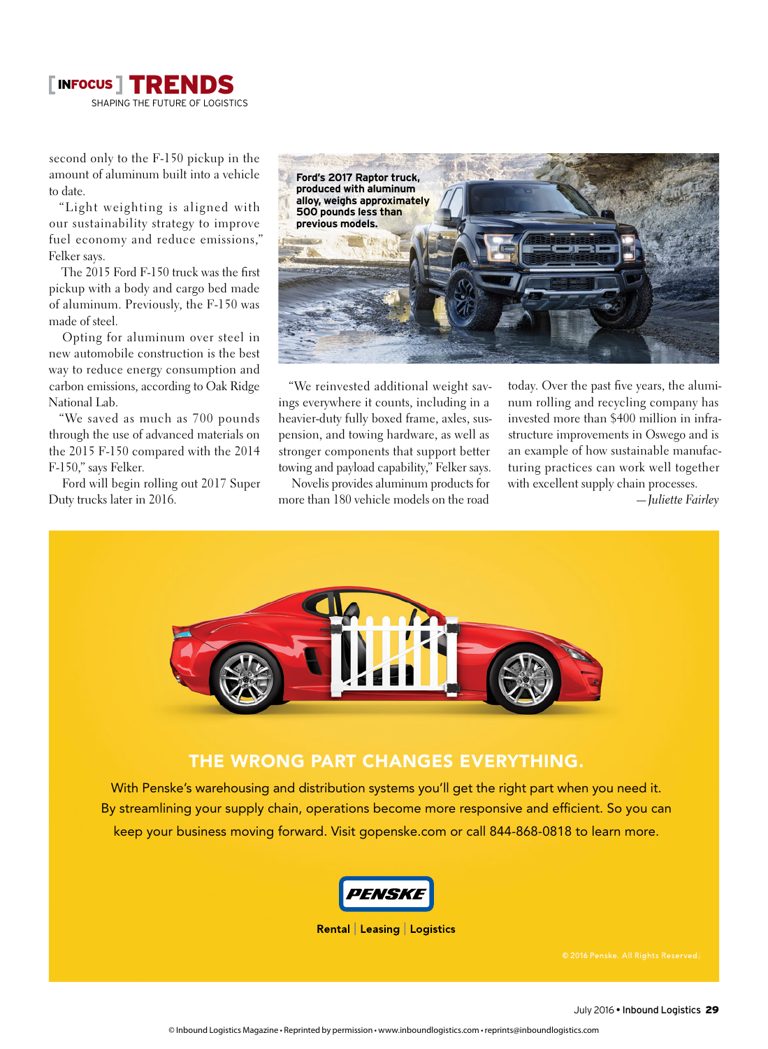second only to the F-150 pickup in the amount of aluminum built into a vehicle to date.

"Light weighting is aligned with our sustainability strategy to improve fuel economy and reduce emissions," Felker says.

The 2015 Ford F-150 truck was the first pickup with a body and cargo bed made of aluminum. Previously, the F-150 was made of steel.

Opting for aluminum over steel in new automobile construction is the best way to reduce energy consumption and carbon emissions, according to Oak Ridge National Lab.

"We saved as much as 700 pounds through the use of advanced materials on the 2015 F-150 compared with the 2014 F-150," says Felker.

Ford will begin rolling out 2017 Super Duty trucks later in 2016.

**Ford's 2017 Raptor truck, produced with aluminum alloy, weighs approximately 500 pounds less than previous models.**

"We reinvested additional weight savings everywhere it counts, including in a heavier-duty fully boxed frame, axles, suspension, and towing hardware, as well as stronger components that support better towing and payload capability," Felker says.

Novelis provides aluminum products for more than 180 vehicle models on the road today. Over the past five years, the aluminum rolling and recycling company has invested more than $400 million in infrastructure improvements in Oswego and is an example of how sustainable manufacturing practices can work well together with excellent supply chain processes.

*—Juliette Fairley*

**THE WRONG PART CHANGES EVERYTHING.**

With Penske's warehousing and distribution systems you'll get the right part when you need it. By streamlining your supply chain, operations become more responsive and efficient. So you can keep your business moving forward. Visit gopenske.com or call 844-868-0818 to learn more.

PENSKE

Rental | Leasing | Logistics

© 2016 Penske. All Rights Reserved.